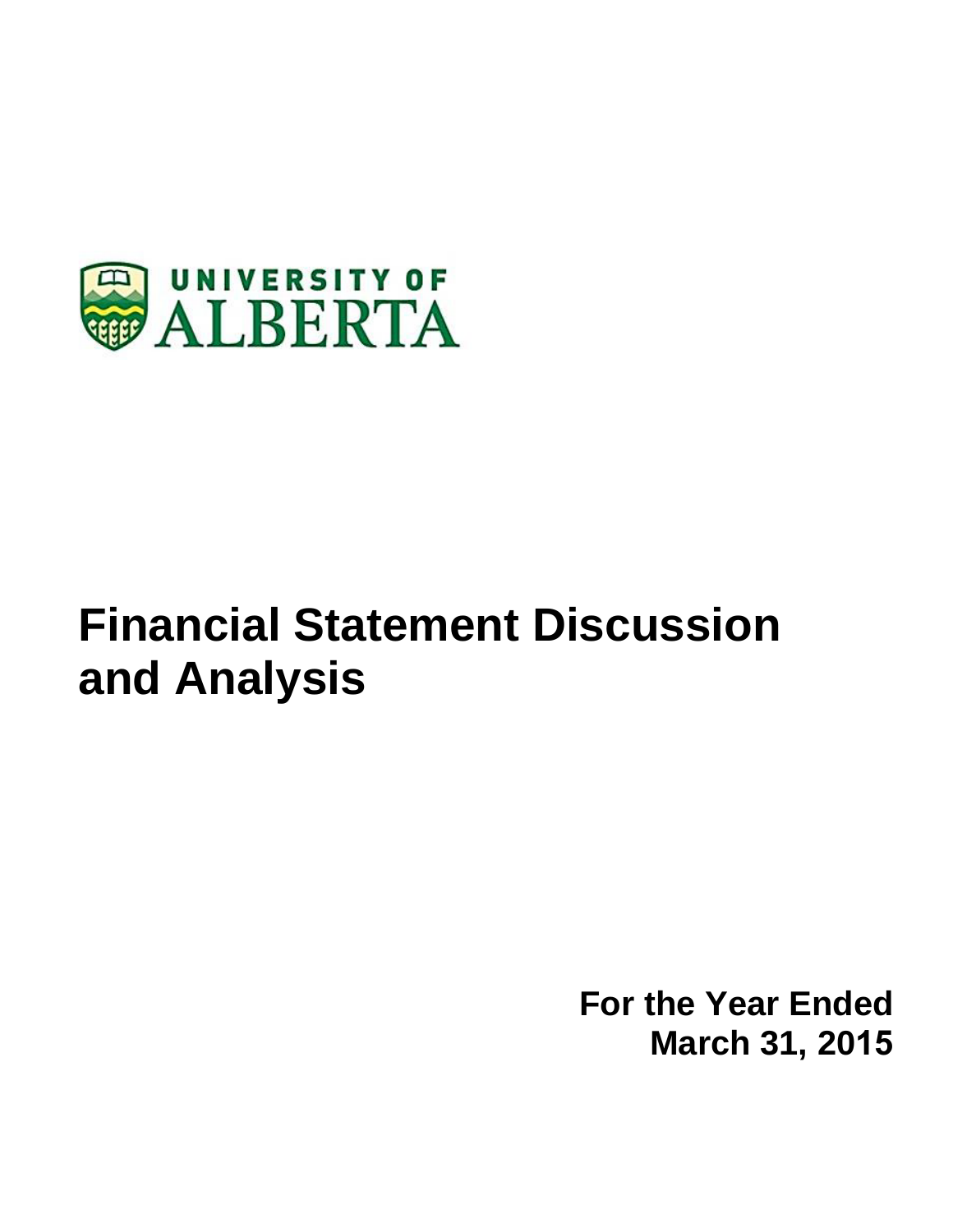UNIVERSITY OF ALBERTA

# Financial Statement Discussion and Analysis

**For the Year Ended**
**March 31, 2015**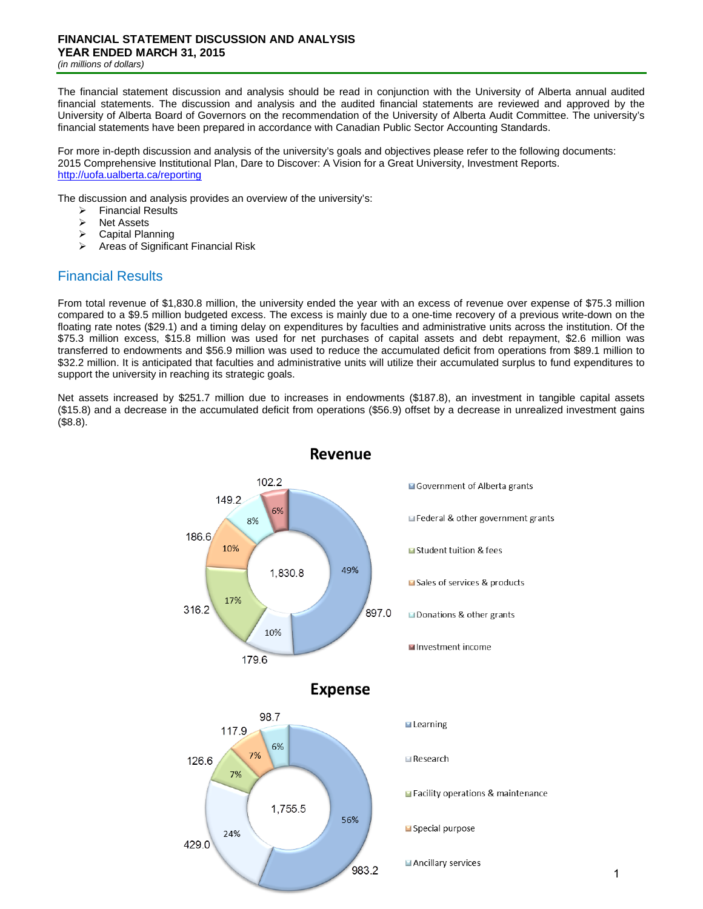**FINANCIAL STATEMENT DISCUSSION AND ANALYSIS**
**YEAR ENDED MARCH 31, 2015**
*(in millions of dollars)*

The financial statement discussion and analysis should be read in conjunction with the University of Alberta annual audited financial statements. The discussion and analysis and the audited financial statements are reviewed and approved by the University of Alberta Board of Governors on the recommendation of the University of Alberta Audit Committee. The university's financial statements have been prepared in accordance with Canadian Public Sector Accounting Standards.

For more in-depth discussion and analysis of the university's goals and objectives please refer to the following documents: 2015 Comprehensive Institutional Plan, Dare to Discover: A Vision for a Great University, Investment Reports. http://uofa.ualberta.ca/reporting

The discussion and analysis provides an overview of the university's:

- Financial Results
- Net Assets
- Capital Planning
- Areas of Significant Financial Risk

## Financial Results

From total revenue of $1,830.8 million, the university ended the year with an excess of revenue over expense of $75.3 million compared to a $9.5 million budgeted excess. The excess is mainly due to a one-time recovery of a previous write-down on the floating rate notes ($29.1) and a timing delay on expenditures by faculties and administrative units across the institution. Of the $75.3 million excess, $15.8 million was used for net purchases of capital assets and debt repayment, $2.6 million was transferred to endowments and $56.9 million was used to reduce the accumulated deficit from operations from $89.1 million to $32.2 million. It is anticipated that faculties and administrative units will utilize their accumulated surplus to fund expenditures to support the university in reaching its strategic goals.

Net assets increased by $251.7 million due to increases in endowments ($187.8), an investment in tangible capital assets ($15.8) and a decrease in the accumulated deficit from operations ($56.9) offset by a decrease in unrealized investment gains ($8.8).

**Revenue** (Total: 1,830.8)

| Category | Amount | % |
|---|---|---|
| Government of Alberta grants | 897.0 | 49% |
| Federal & other government grants | 179.6 | 10% |
| Student tuition & fees | 316.2 | 17% |
| Sales of services & products | 186.6 | 10% |
| Donations & other grants | 149.2 | 8% |
| Investment income | 102.2 | 6% |

**Expense** (Total: 1,755.5)

| Category | Amount | % |
|---|---|---|
| Learning | 983.2 | 56% |
| Research | 429.0 | 24% |
| Facility operations & maintenance | 126.6 | 7% |
| Special purpose | 117.9 | 7% |
| Ancillary services | 98.7 | 6% |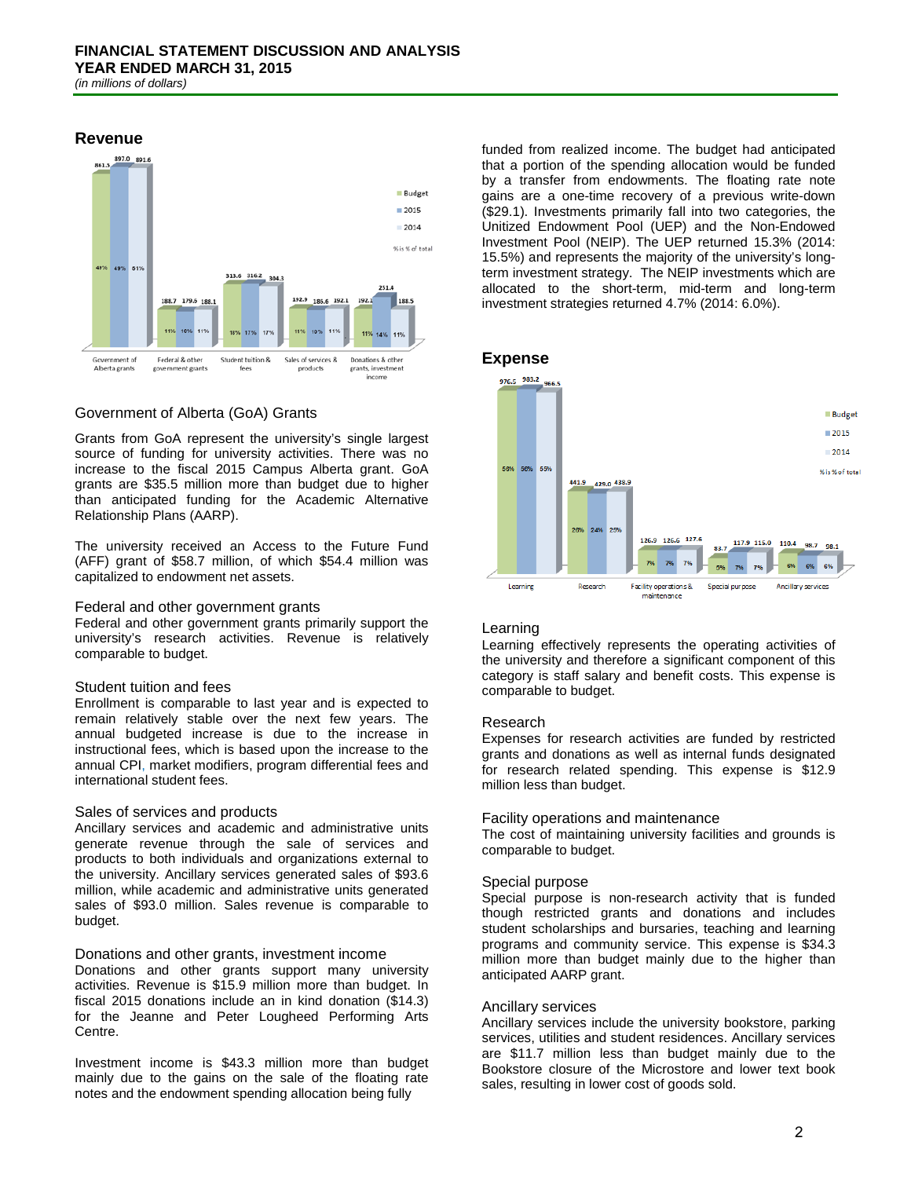# FINANCIAL STATEMENT DISCUSSION AND ANALYSIS
# YEAR ENDED MARCH 31, 2015
*(in millions of dollars)*

## Revenue

| | Budget | 2015 | 2014 |
|---|---|---|---|
| Government of Alberta grants | 861.5 (49%) | 897.0 (49%) | 891.6 (51%) |
| Federal & other government grants | 188.7 (11%) | 179.6 (10%) | 188.1 (11%) |
| Student tuition & fees | 313.6 (18%) | 316.2 (17%) | 304.3 (17%) |
| Sales of services & products | 192.9 (11%) | 185.6 (10%) | 192.1 (11%) |
| Donations & other grants, investment income | 192.1 (11%) | 251.4 (14%) | 188.5 (11%) |

% is % of total

### Government of Alberta (GoA) Grants

Grants from GoA represent the university's single largest source of funding for university activities. There was no increase to the fiscal 2015 Campus Alberta grant. GoA grants are $35.5 million more than budget due to higher than anticipated funding for the Academic Alternative Relationship Plans (AARP).

The university received an Access to the Future Fund (AFF) grant of $58.7 million, of which $54.4 million was capitalized to endowment net assets.

### Federal and other government grants

Federal and other government grants primarily support the university's research activities. Revenue is relatively comparable to budget.

### Student tuition and fees

Enrollment is comparable to last year and is expected to remain relatively stable over the next few years. The annual budgeted increase is due to the increase in instructional fees, which is based upon the increase to the annual CPI, market modifiers, program differential fees and international student fees.

### Sales of services and products

Ancillary services and academic and administrative units generate revenue through the sale of services and products to both individuals and organizations external to the university. Ancillary services generated sales of $93.6 million, while academic and administrative units generated sales of $93.0 million. Sales revenue is comparable to budget.

### Donations and other grants, investment income

Donations and other grants support many university activities. Revenue is $15.9 million more than budget. In fiscal 2015 donations include an in kind donation ($14.3) for the Jeanne and Peter Lougheed Performing Arts Centre.

Investment income is $43.3 million more than budget mainly due to the gains on the sale of the floating rate notes and the endowment spending allocation being fully funded from realized income. The budget had anticipated that a portion of the spending allocation would be funded by a transfer from endowments. The floating rate note gains are a one-time recovery of a previous write-down ($29.1). Investments primarily fall into two categories, the Unitized Endowment Pool (UEP) and the Non-Endowed Investment Pool (NEIP). The UEP returned 15.3% (2014: 15.5%) and represents the majority of the university's long-term investment strategy. The NEIP investments which are allocated to the short-term, mid-term and long-term investment strategies returned 4.7% (2014: 6.0%).

## Expense

| | Budget | 2015 | 2014 |
|---|---|---|---|
| Learning | 976.5 (56%) | 983.2 (56%) | 966.5 (55%) |
| Research | 441.9 (26%) | 429.0 (24%) | 438.9 (25%) |
| Facility operations & maintenance | 126.9 (7%) | 126.6 (7%) | 127.6 (7%) |
| Special purpose | 83.7 (5%) | 117.9 (7%) | 115.0 (7%) |
| Ancillary services | 110.4 (6%) | 98.7 (6%) | 98.1 (6%) |

% is % of total

### Learning

Learning effectively represents the operating activities of the university and therefore a significant component of this category is staff salary and benefit costs. This expense is comparable to budget.

### Research

Expenses for research activities are funded by restricted grants and donations as well as internal funds designated for research related spending. This expense is $12.9 million less than budget.

### Facility operations and maintenance

The cost of maintaining university facilities and grounds is comparable to budget.

### Special purpose

Special purpose is non-research activity that is funded though restricted grants and donations and includes student scholarships and bursaries, teaching and learning programs and community service. This expense is $34.3 million more than budget mainly due to the higher than anticipated AARP grant.

### Ancillary services

Ancillary services include the university bookstore, parking services, utilities and student residences. Ancillary services are $11.7 million less than budget mainly due to the Bookstore closure of the Microstore and lower text book sales, resulting in lower cost of goods sold.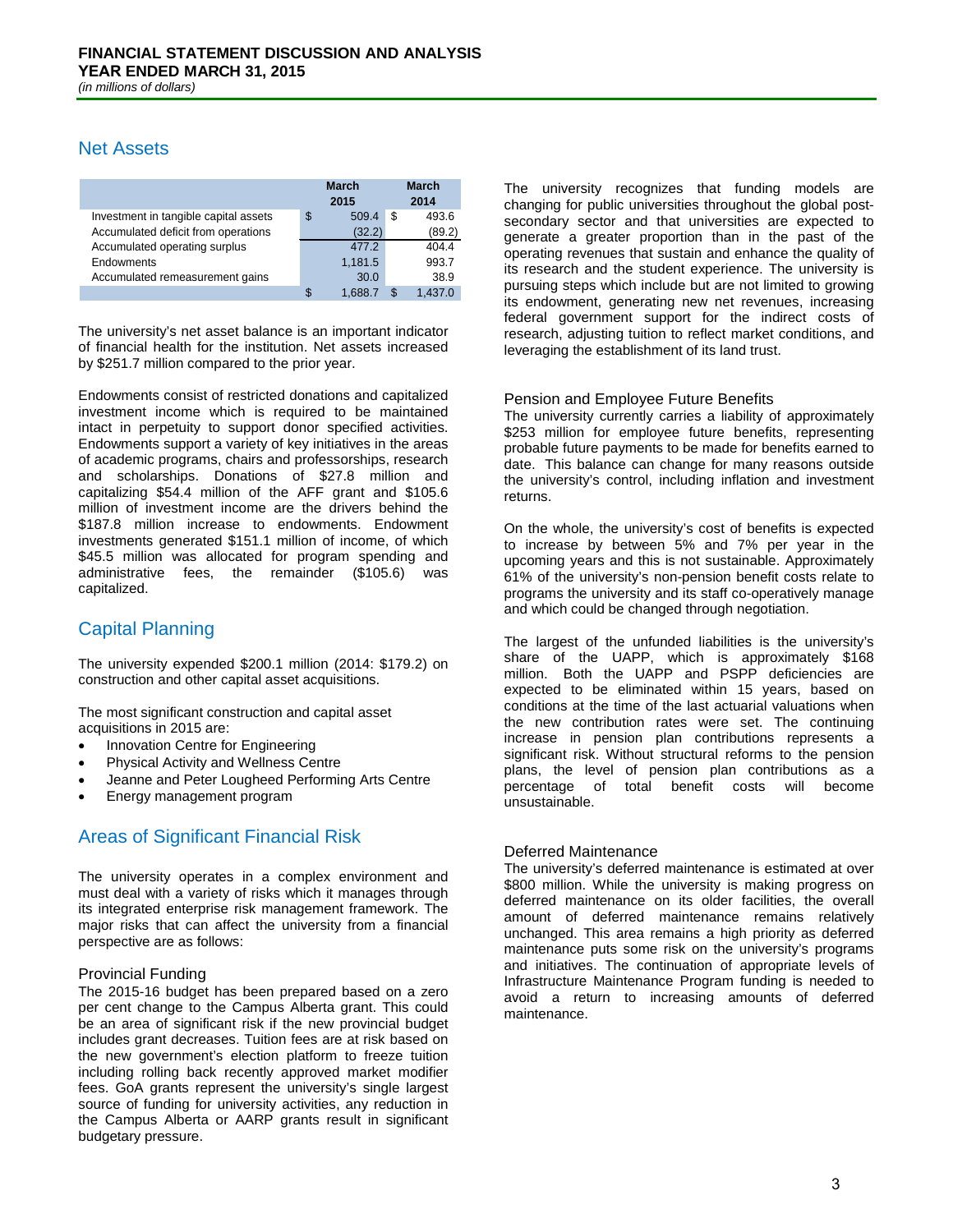**FINANCIAL STATEMENT DISCUSSION AND ANALYSIS**
**YEAR ENDED MARCH 31, 2015**
*(in millions of dollars)*

## Net Assets

| | | March 2015 | | March 2014 |
|---|---|---|---|---|
| Investment in tangible capital assets | $ | 509.4 | $ | 493.6 |
| Accumulated deficit from operations | | (32.2) | | (89.2) |
| Accumulated operating surplus | | 477.2 | | 404.4 |
| Endowments | | 1,181.5 | | 993.7 |
| Accumulated remeasurement gains | | 30.0 | | 38.9 |
| | $ | 1,688.7 | $ | 1,437.0 |

The university's net asset balance is an important indicator of financial health for the institution. Net assets increased by $251.7 million compared to the prior year.

Endowments consist of restricted donations and capitalized investment income which is required to be maintained intact in perpetuity to support donor specified activities. Endowments support a variety of key initiatives in the areas of academic programs, chairs and professorships, research and scholarships. Donations of $27.8 million and capitalizing $54.4 million of the AFF grant and $105.6 million of investment income are the drivers behind the $187.8 million increase to endowments. Endowment investments generated $151.1 million of income, of which $45.5 million was allocated for program spending and administrative fees, the remainder ($105.6) was capitalized.

## Capital Planning

The university expended $200.1 million (2014: $179.2) on construction and other capital asset acquisitions.

The most significant construction and capital asset acquisitions in 2015 are:

- Innovation Centre for Engineering
- Physical Activity and Wellness Centre
- Jeanne and Peter Lougheed Performing Arts Centre
- Energy management program

## Areas of Significant Financial Risk

The university operates in a complex environment and must deal with a variety of risks which it manages through its integrated enterprise risk management framework. The major risks that can affect the university from a financial perspective are as follows:

### Provincial Funding

The 2015-16 budget has been prepared based on a zero per cent change to the Campus Alberta grant. This could be an area of significant risk if the new provincial budget includes grant decreases. Tuition fees are at risk based on the new government's election platform to freeze tuition including rolling back recently approved market modifier fees. GoA grants represent the university's single largest source of funding for university activities, any reduction in the Campus Alberta or AARP grants result in significant budgetary pressure.

The university recognizes that funding models are changing for public universities throughout the global post-secondary sector and that universities are expected to generate a greater proportion than in the past of the operating revenues that sustain and enhance the quality of its research and the student experience. The university is pursuing steps which include but are not limited to growing its endowment, generating new net revenues, increasing federal government support for the indirect costs of research, adjusting tuition to reflect market conditions, and leveraging the establishment of its land trust.

### Pension and Employee Future Benefits

The university currently carries a liability of approximately $253 million for employee future benefits, representing probable future payments to be made for benefits earned to date. This balance can change for many reasons outside the university's control, including inflation and investment returns.

On the whole, the university's cost of benefits is expected to increase by between 5% and 7% per year in the upcoming years and this is not sustainable. Approximately 61% of the university's non-pension benefit costs relate to programs the university and its staff co-operatively manage and which could be changed through negotiation.

The largest of the unfunded liabilities is the university's share of the UAPP, which is approximately $168 million. Both the UAPP and PSPP deficiencies are expected to be eliminated within 15 years, based on conditions at the time of the last actuarial valuations when the new contribution rates were set. The continuing increase in pension plan contributions represents a significant risk. Without structural reforms to the pension plans, the level of pension plan contributions as a percentage of total benefit costs will become unsustainable.

### Deferred Maintenance

The university's deferred maintenance is estimated at over $800 million. While the university is making progress on deferred maintenance on its older facilities, the overall amount of deferred maintenance remains relatively unchanged. This area remains a high priority as deferred maintenance puts some risk on the university's programs and initiatives. The continuation of appropriate levels of Infrastructure Maintenance Program funding is needed to avoid a return to increasing amounts of deferred maintenance.